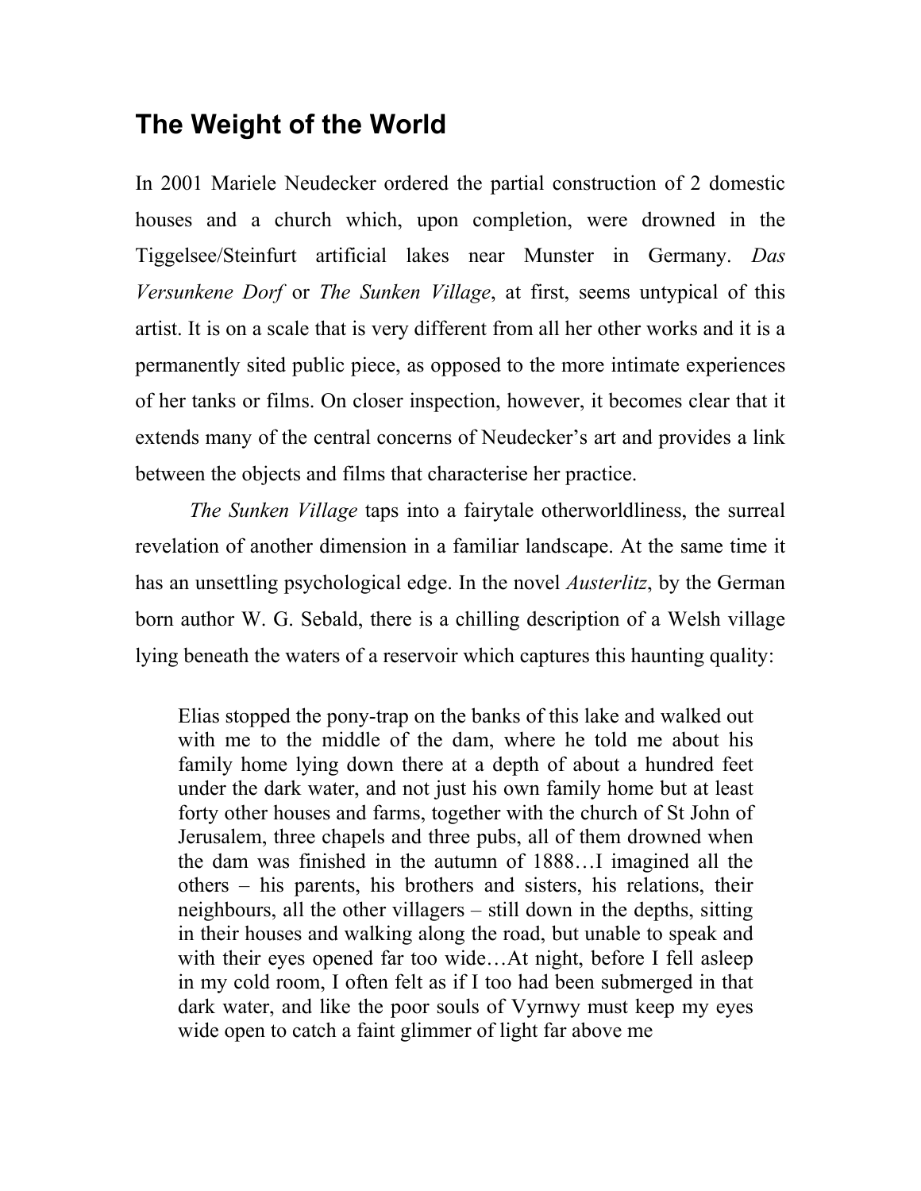# The Weight of the World

In 2001 Mariele Neudecker ordered the partial construction of 2 domestic houses and a church which, upon completion, were drowned in the Tiggelsee/Steinfurt artificial lakes near Munster in Germany. *Das Versunkene Dorf* or *The Sunken Village*, at first, seems untypical of this artist. It is on a scale that is very different from all her other works and it is a permanently sited public piece, as opposed to the more intimate experiences of her tanks or films. On closer inspection, however, it becomes clear that it extends many of the central concerns of Neudecker's art and provides a link between the objects and films that characterise her practice.

*The Sunken Village* taps into a fairytale otherworldliness, the surreal revelation of another dimension in a familiar landscape. At the same time it has an unsettling psychological edge. In the novel *Austerlitz*, by the German born author W. G. Sebald, there is a chilling description of a Welsh village lying beneath the waters of a reservoir which captures this haunting quality:

> Elias stopped the pony-trap on the banks of this lake and walked out with me to the middle of the dam, where he told me about his family home lying down there at a depth of about a hundred feet under the dark water, and not just his own family home but at least forty other houses and farms, together with the church of St John of Jerusalem, three chapels and three pubs, all of them drowned when the dam was finished in the autumn of 1888…I imagined all the others – his parents, his brothers and sisters, his relations, their neighbours, all the other villagers – still down in the depths, sitting in their houses and walking along the road, but unable to speak and with their eyes opened far too wide…At night, before I fell asleep in my cold room, I often felt as if I too had been submerged in that dark water, and like the poor souls of Vyrnwy must keep my eyes wide open to catch a faint glimmer of light far above me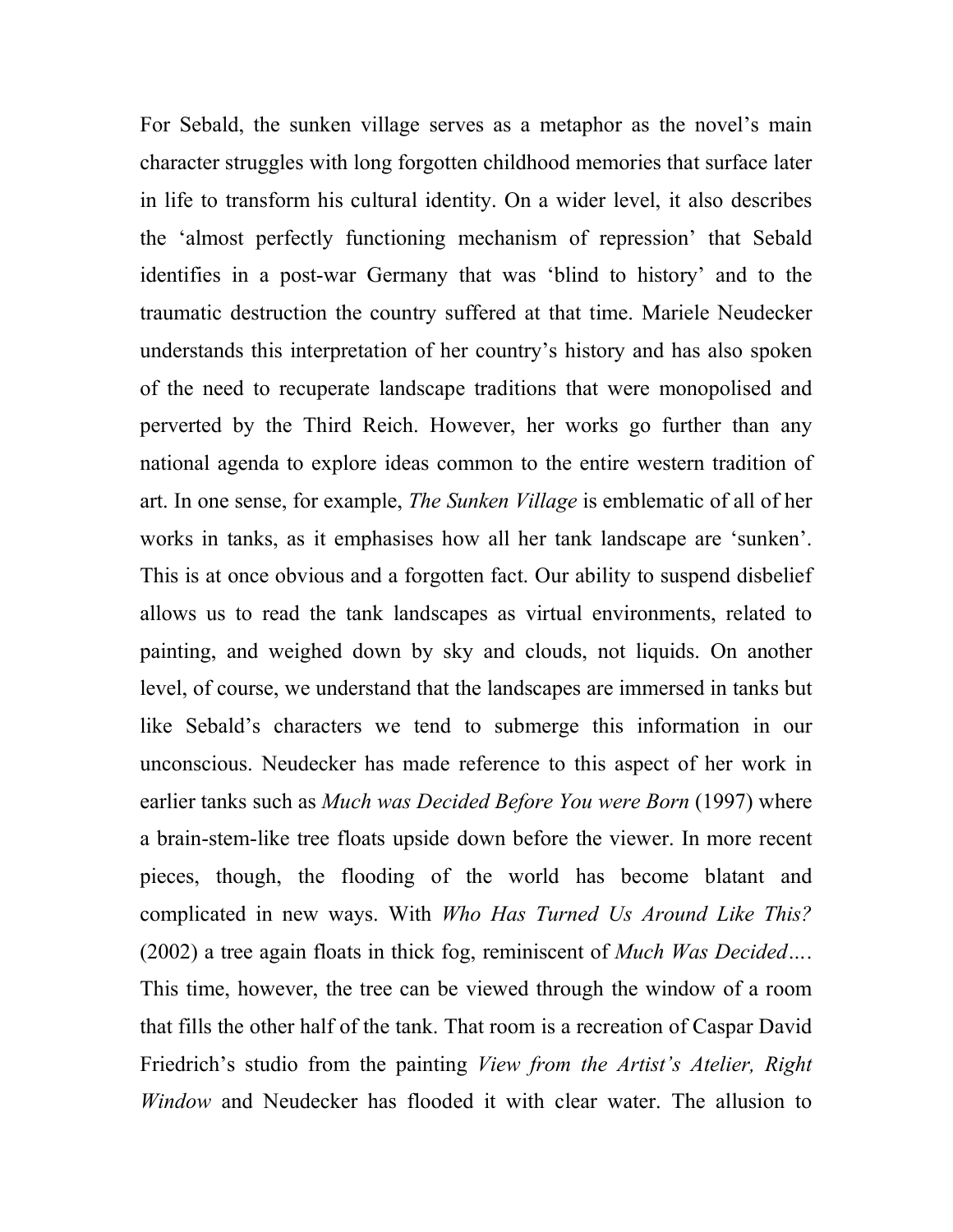For Sebald, the sunken village serves as a metaphor as the novel's main character struggles with long forgotten childhood memories that surface later in life to transform his cultural identity. On a wider level, it also describes the 'almost perfectly functioning mechanism of repression' that Sebald identifies in a post-war Germany that was 'blind to history' and to the traumatic destruction the country suffered at that time. Mariele Neudecker understands this interpretation of her country's history and has also spoken of the need to recuperate landscape traditions that were monopolised and perverted by the Third Reich. However, her works go further than any national agenda to explore ideas common to the entire western tradition of art. In one sense, for example, *The Sunken Village* is emblematic of all of her works in tanks, as it emphasises how all her tank landscape are 'sunken'. This is at once obvious and a forgotten fact. Our ability to suspend disbelief allows us to read the tank landscapes as virtual environments, related to painting, and weighed down by sky and clouds, not liquids. On another level, of course, we understand that the landscapes are immersed in tanks but like Sebald's characters we tend to submerge this information in our unconscious. Neudecker has made reference to this aspect of her work in earlier tanks such as *Much was Decided Before You were Born* (1997) where a brain-stem-like tree floats upside down before the viewer. In more recent pieces, though, the flooding of the world has become blatant and complicated in new ways. With *Who Has Turned Us Around Like This?* (2002) a tree again floats in thick fog, reminiscent of *Much Was Decided…*. This time, however, the tree can be viewed through the window of a room that fills the other half of the tank. That room is a recreation of Caspar David Friedrich's studio from the painting *View from the Artist's Atelier, Right Window* and Neudecker has flooded it with clear water. The allusion to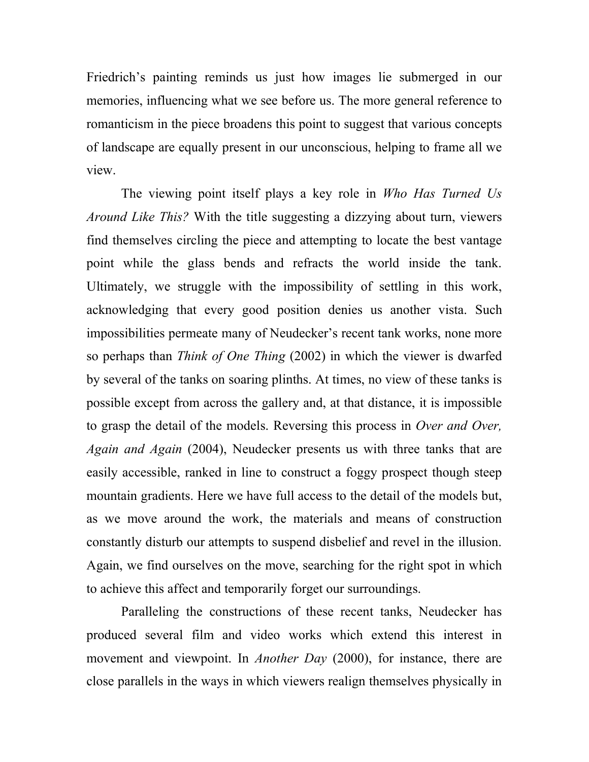Friedrich's painting reminds us just how images lie submerged in our memories, influencing what we see before us. The more general reference to romanticism in the piece broadens this point to suggest that various concepts of landscape are equally present in our unconscious, helping to frame all we view.

The viewing point itself plays a key role in *Who Has Turned Us Around Like This?* With the title suggesting a dizzying about turn, viewers find themselves circling the piece and attempting to locate the best vantage point while the glass bends and refracts the world inside the tank. Ultimately, we struggle with the impossibility of settling in this work, acknowledging that every good position denies us another vista. Such impossibilities permeate many of Neudecker's recent tank works, none more so perhaps than *Think of One Thing* (2002) in which the viewer is dwarfed by several of the tanks on soaring plinths. At times, no view of these tanks is possible except from across the gallery and, at that distance, it is impossible to grasp the detail of the models. Reversing this process in *Over and Over, Again and Again* (2004), Neudecker presents us with three tanks that are easily accessible, ranked in line to construct a foggy prospect though steep mountain gradients. Here we have full access to the detail of the models but, as we move around the work, the materials and means of construction constantly disturb our attempts to suspend disbelief and revel in the illusion. Again, we find ourselves on the move, searching for the right spot in which to achieve this affect and temporarily forget our surroundings.

Paralleling the constructions of these recent tanks, Neudecker has produced several film and video works which extend this interest in movement and viewpoint. In *Another Day* (2000), for instance, there are close parallels in the ways in which viewers realign themselves physically in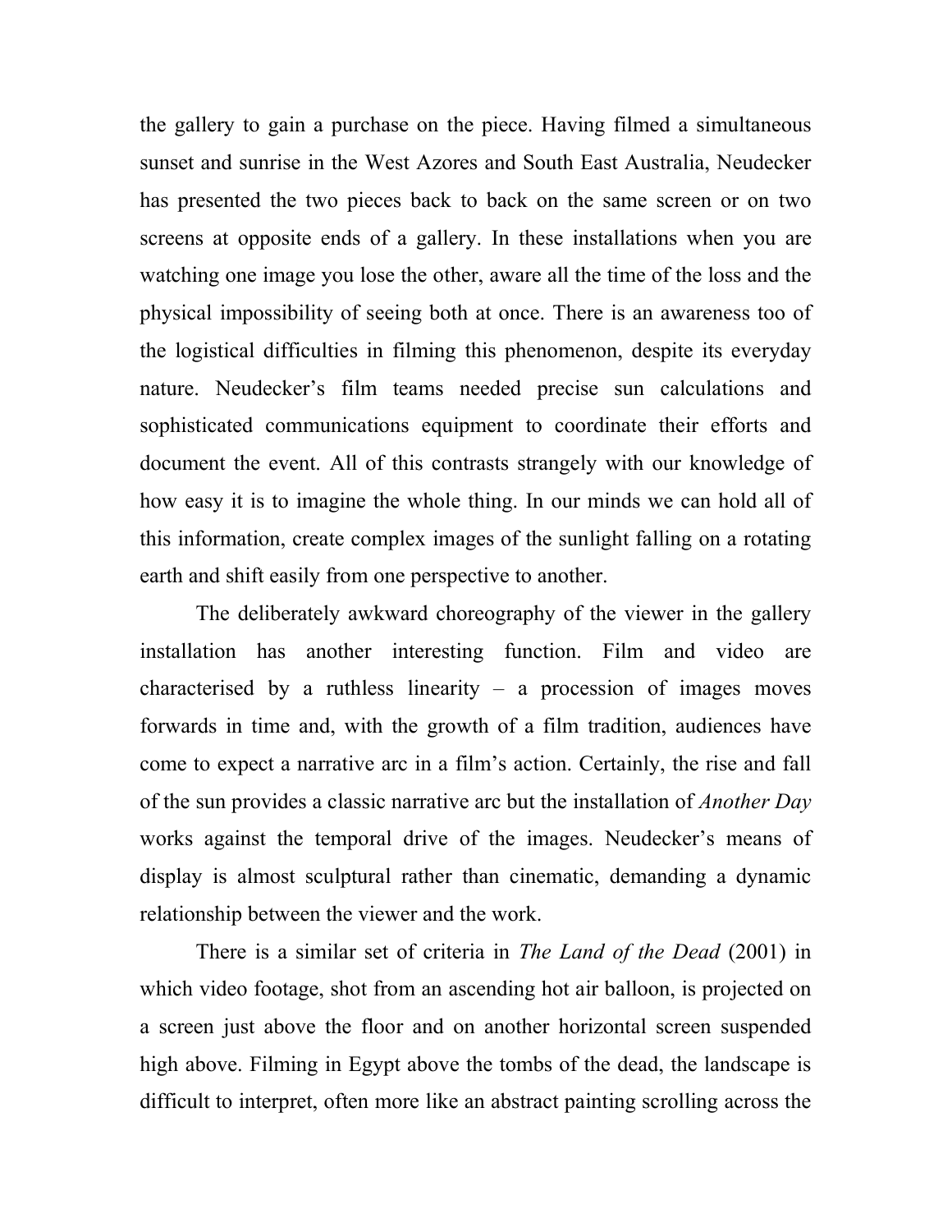the gallery to gain a purchase on the piece. Having filmed a simultaneous sunset and sunrise in the West Azores and South East Australia, Neudecker has presented the two pieces back to back on the same screen or on two screens at opposite ends of a gallery. In these installations when you are watching one image you lose the other, aware all the time of the loss and the physical impossibility of seeing both at once. There is an awareness too of the logistical difficulties in filming this phenomenon, despite its everyday nature. Neudecker's film teams needed precise sun calculations and sophisticated communications equipment to coordinate their efforts and document the event. All of this contrasts strangely with our knowledge of how easy it is to imagine the whole thing. In our minds we can hold all of this information, create complex images of the sunlight falling on a rotating earth and shift easily from one perspective to another.

The deliberately awkward choreography of the viewer in the gallery installation has another interesting function. Film and video are characterised by a ruthless linearity – a procession of images moves forwards in time and, with the growth of a film tradition, audiences have come to expect a narrative arc in a film's action. Certainly, the rise and fall of the sun provides a classic narrative arc but the installation of *Another Day* works against the temporal drive of the images. Neudecker's means of display is almost sculptural rather than cinematic, demanding a dynamic relationship between the viewer and the work.

There is a similar set of criteria in *The Land of the Dead* (2001) in which video footage, shot from an ascending hot air balloon, is projected on a screen just above the floor and on another horizontal screen suspended high above. Filming in Egypt above the tombs of the dead, the landscape is difficult to interpret, often more like an abstract painting scrolling across the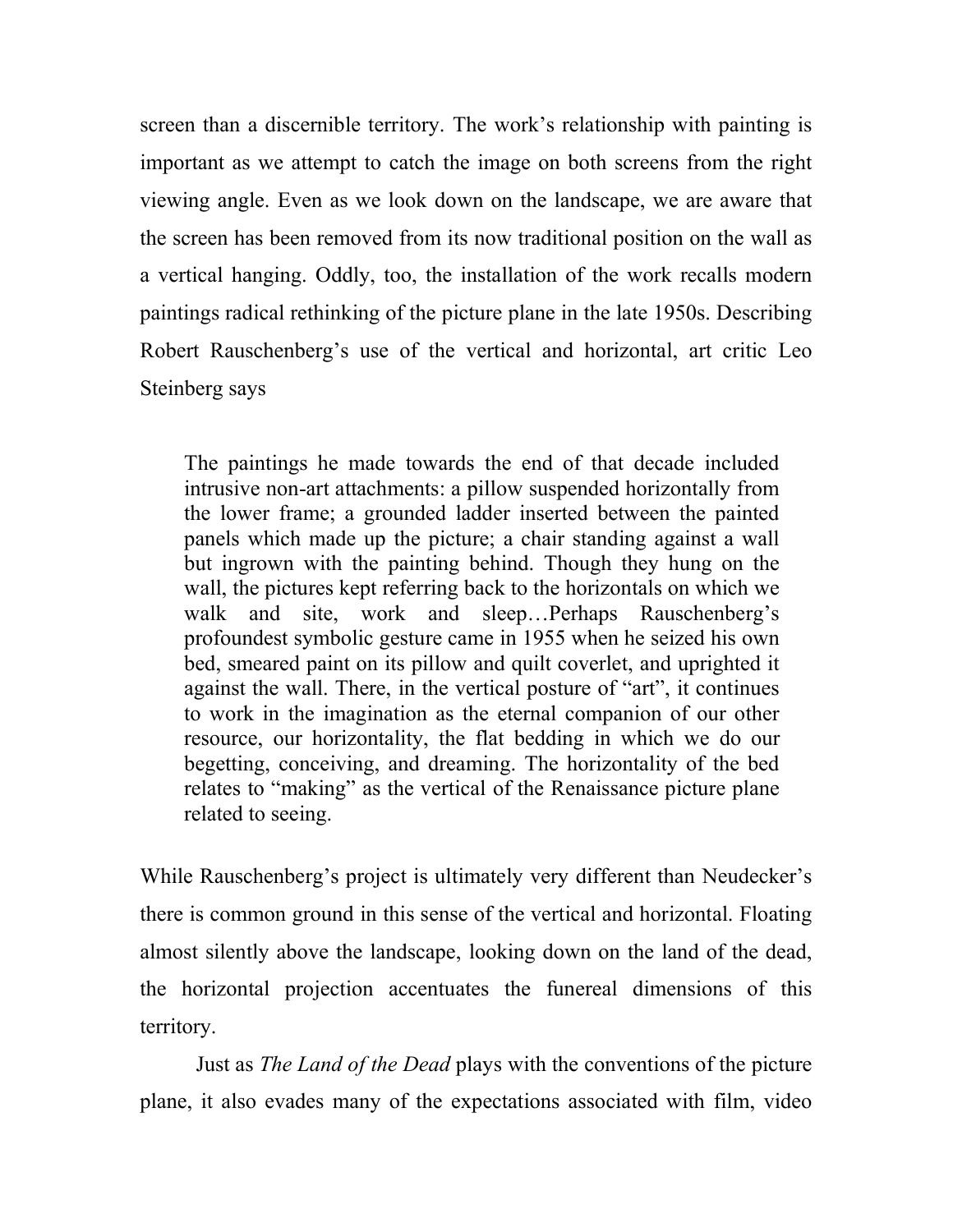screen than a discernible territory. The work's relationship with painting is important as we attempt to catch the image on both screens from the right viewing angle. Even as we look down on the landscape, we are aware that the screen has been removed from its now traditional position on the wall as a vertical hanging. Oddly, too, the installation of the work recalls modern paintings radical rethinking of the picture plane in the late 1950s. Describing Robert Rauschenberg's use of the vertical and horizontal, art critic Leo Steinberg says

> The paintings he made towards the end of that decade included intrusive non-art attachments: a pillow suspended horizontally from the lower frame; a grounded ladder inserted between the painted panels which made up the picture; a chair standing against a wall but ingrown with the painting behind. Though they hung on the wall, the pictures kept referring back to the horizontals on which we walk and site, work and sleep…Perhaps Rauschenberg's profoundest symbolic gesture came in 1955 when he seized his own bed, smeared paint on its pillow and quilt coverlet, and uprighted it against the wall. There, in the vertical posture of "art", it continues to work in the imagination as the eternal companion of our other resource, our horizontality, the flat bedding in which we do our begetting, conceiving, and dreaming. The horizontality of the bed relates to "making" as the vertical of the Renaissance picture plane related to seeing.

While Rauschenberg's project is ultimately very different than Neudecker's there is common ground in this sense of the vertical and horizontal. Floating almost silently above the landscape, looking down on the land of the dead, the horizontal projection accentuates the funereal dimensions of this territory.

Just as *The Land of the Dead* plays with the conventions of the picture plane, it also evades many of the expectations associated with film, video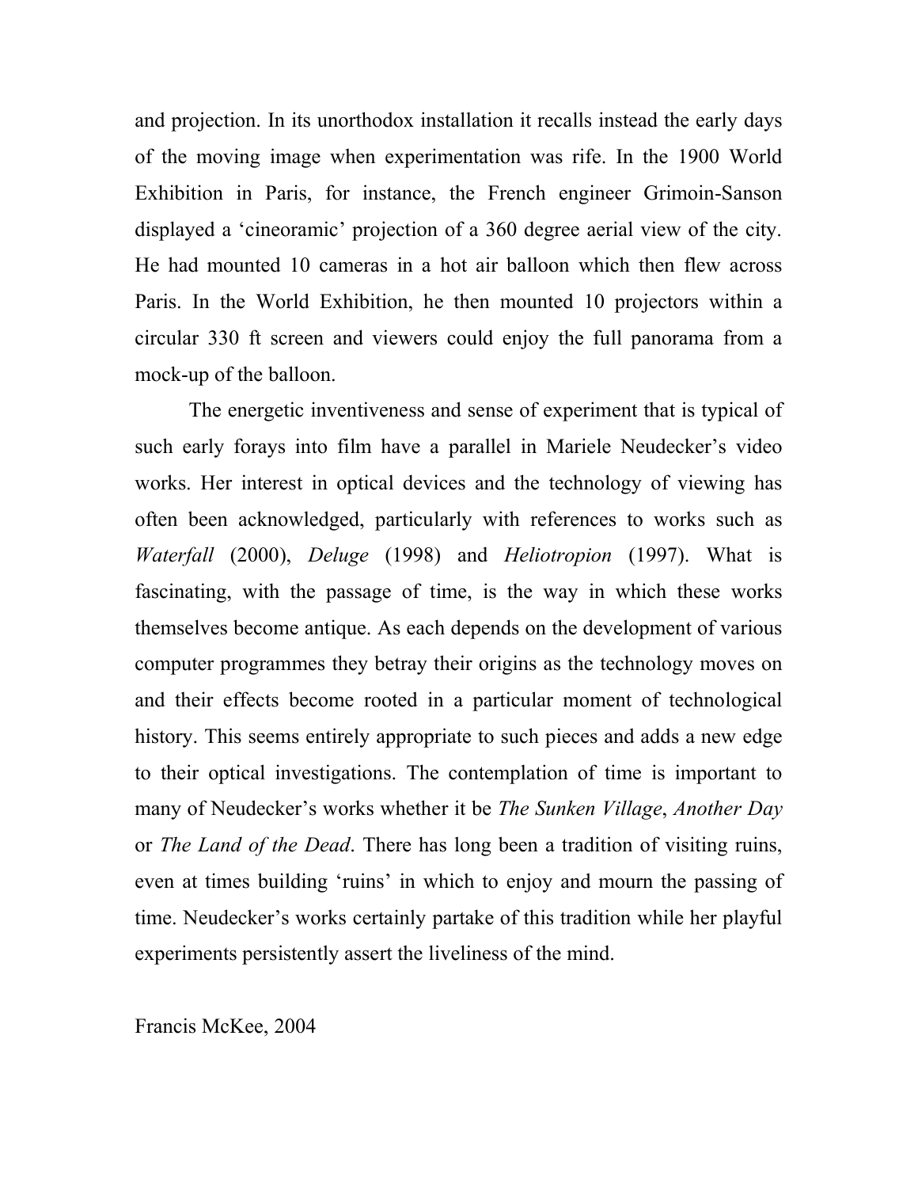and projection. In its unorthodox installation it recalls instead the early days of the moving image when experimentation was rife. In the 1900 World Exhibition in Paris, for instance, the French engineer Grimoin-Sanson displayed a 'cineoramic' projection of a 360 degree aerial view of the city. He had mounted 10 cameras in a hot air balloon which then flew across Paris. In the World Exhibition, he then mounted 10 projectors within a circular 330 ft screen and viewers could enjoy the full panorama from a mock-up of the balloon.

The energetic inventiveness and sense of experiment that is typical of such early forays into film have a parallel in Mariele Neudecker's video works. Her interest in optical devices and the technology of viewing has often been acknowledged, particularly with references to works such as *Waterfall* (2000), *Deluge* (1998) and *Heliotropion* (1997). What is fascinating, with the passage of time, is the way in which these works themselves become antique. As each depends on the development of various computer programmes they betray their origins as the technology moves on and their effects become rooted in a particular moment of technological history. This seems entirely appropriate to such pieces and adds a new edge to their optical investigations. The contemplation of time is important to many of Neudecker's works whether it be *The Sunken Village*, *Another Day* or *The Land of the Dead*. There has long been a tradition of visiting ruins, even at times building 'ruins' in which to enjoy and mourn the passing of time. Neudecker's works certainly partake of this tradition while her playful experiments persistently assert the liveliness of the mind.

Francis McKee, 2004